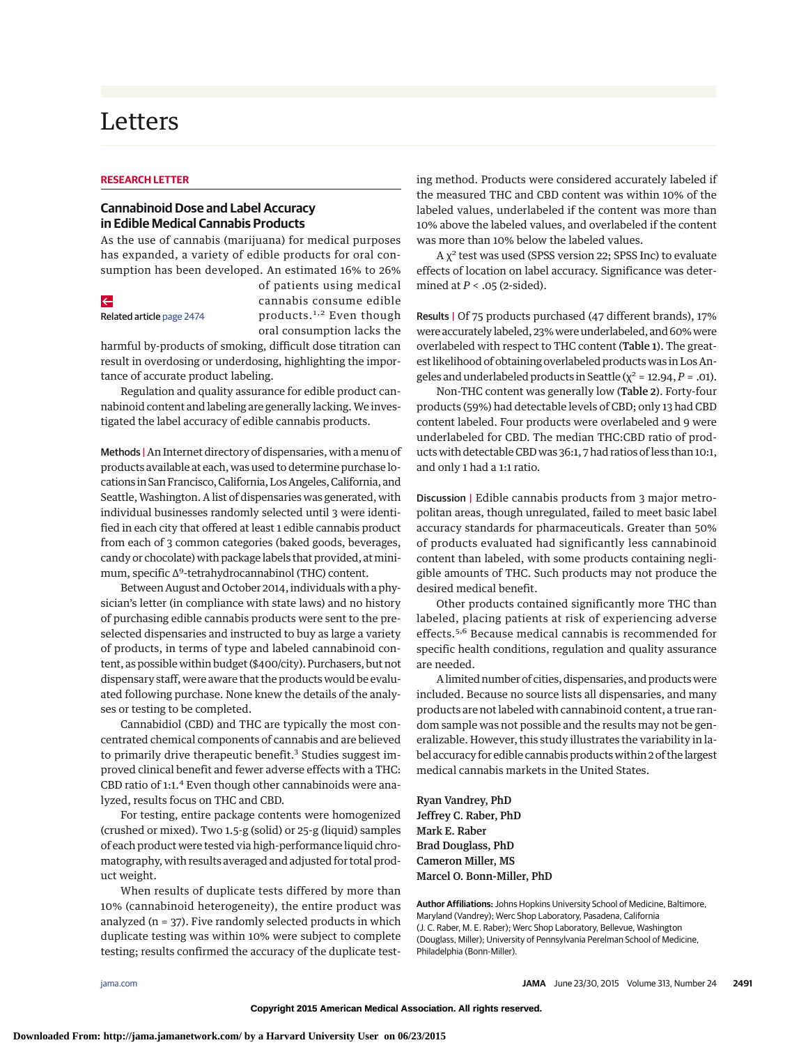# Letters

**RESEARCH LETTER**

## Cannabinoid Dose and Label Accuracy in Edible Medical Cannabis Products

As the use of cannabis (marijuana) for medical purposes has expanded, a variety of edible products for oral consumption has been developed. An estimated 16% to 26% of patients using medical cannabis consume edible products.[1,2] Even though oral consumption lacks the harmful by-products of smoking, difficult dose titration can result in overdosing or underdosing, highlighting the importance of accurate product labeling.

Related article page 2474

Regulation and quality assurance for edible product cannabinoid content and labeling are generally lacking. We investigated the label accuracy of edible cannabis products.

**Methods** | An Internet directory of dispensaries, with a menu of products available at each, was used to determine purchase locations in San Francisco, California, Los Angeles, California, and Seattle, Washington. A list of dispensaries was generated, with individual businesses randomly selected until 3 were identified in each city that offered at least 1 edible cannabis product from each of 3 common categories (baked goods, beverages, candy or chocolate) with package labels that provided, at minimum, specific $\Delta^9$-tetrahydrocannabinol (THC) content.

Between August and October 2014, individuals with a physician's letter (in compliance with state laws) and no history of purchasing edible cannabis products were sent to the preselected dispensaries and instructed to buy as large a variety of products, in terms of type and labeled cannabinoid content, as possible within budget ($400/city). Purchasers, but not dispensary staff, were aware that the products would be evaluated following purchase. None knew the details of the analyses or testing to be completed.

Cannabidiol (CBD) and THC are typically the most concentrated chemical components of cannabis and are believed to primarily drive therapeutic benefit.[3] Studies suggest improved clinical benefit and fewer adverse effects with a THC:CBD ratio of 1:1.[4] Even though other cannabinoids were analyzed, results focus on THC and CBD.

For testing, entire package contents were homogenized (crushed or mixed). Two 1.5-g (solid) or 25-g (liquid) samples of each product were tested via high-performance liquid chromatography, with results averaged and adjusted for total product weight.

When results of duplicate tests differed by more than 10% (cannabinoid heterogeneity), the entire product was analyzed (n = 37). Five randomly selected products in which duplicate testing was within 10% were subject to complete testing; results confirmed the accuracy of the duplicate testing method. Products were considered accurately labeled if the measured THC and CBD content was within 10% of the labeled values, underlabeled if the content was more than 10% above the labeled values, and overlabeled if the content was more than 10% below the labeled values.

A $\chi^2$ test was used (SPSS version 22; SPSS Inc) to evaluate effects of location on label accuracy. Significance was determined at $P < .05$ (2-sided).

**Results** | Of 75 products purchased (47 different brands), 17% were accurately labeled, 23% were underlabeled, and 60% were overlabeled with respect to THC content (**Table 1**). The greatest likelihood of obtaining overlabeled products was in Los Angeles and underlabeled products in Seattle ($\chi^2 = 12.94$, $P = .01$).

Non-THC content was generally low (**Table 2**). Forty-four products (59%) had detectable levels of CBD; only 13 had CBD content labeled. Four products were overlabeled and 9 were underlabeled for CBD. The median THC:CBD ratio of products with detectable CBD was 36:1, 7 had ratios of less than 10:1, and only 1 had a 1:1 ratio.

**Discussion** | Edible cannabis products from 3 major metropolitan areas, though unregulated, failed to meet basic label accuracy standards for pharmaceuticals. Greater than 50% of products evaluated had significantly less cannabinoid content than labeled, with some products containing negligible amounts of THC. Such products may not produce the desired medical benefit.

Other products contained significantly more THC than labeled, placing patients at risk of experiencing adverse effects.[5,6] Because medical cannabis is recommended for specific health conditions, regulation and quality assurance are needed.

A limited number of cities, dispensaries, and products were included. Because no source lists all dispensaries, and many products are not labeled with cannabinoid content, a true random sample was not possible and the results may not be generalizable. However, this study illustrates the variability in label accuracy for edible cannabis products within 2 of the largest medical cannabis markets in the United States.

Ryan Vandrey, PhD
Jeffrey C. Raber, PhD
Mark E. Raber
Brad Douglass, PhD
Cameron Miller, MS
Marcel O. Bonn-Miller, PhD

**Author Affiliations:** Johns Hopkins University School of Medicine, Baltimore, Maryland (Vandrey); Werc Shop Laboratory, Pasadena, California (J. C. Raber, M. E. Raber); Werc Shop Laboratory, Bellevue, Washington (Douglass, Miller); University of Pennsylvania Perelman School of Medicine, Philadelphia (Bonn-Miller).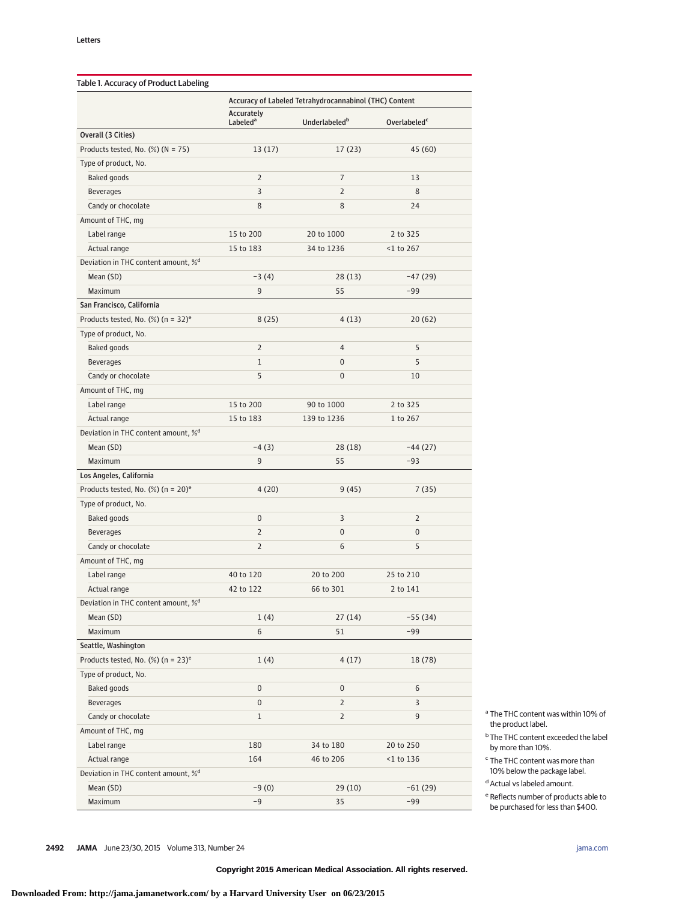Table 1. Accuracy of Product Labeling

| | Accuracy of Labeled Tetrahydrocannabinol (THC) Content | | |
|---|---|---|---|
| | Accurately Labeled[a] | Underlabeled[b] | Overlabeled[c] |
| **Overall (3 Cities)** | | | |
| Products tested, No. (%) (N = 75) | 13 (17) | 17 (23) | 45 (60) |
| Type of product, No. | | | |
| Baked goods | 2 | 7 | 13 |
| Beverages | 3 | 2 | 8 |
| Candy or chocolate | 8 | 8 | 24 |
| Amount of THC, mg | | | |
| Label range | 15 to 200 | 20 to 1000 | 2 to 325 |
| Actual range | 15 to 183 | 34 to 1236 | <1 to 267 |
| Deviation in THC content amount, %[d] | | | |
| Mean (SD) | −3 (4) | 28 (13) | −47 (29) |
| Maximum | 9 | 55 | −99 |
| **San Francisco, California** | | | |
| Products tested, No. (%) (n = 32)[e] | 8 (25) | 4 (13) | 20 (62) |
| Type of product, No. | | | |
| Baked goods | 2 | 4 | 5 |
| Beverages | 1 | 0 | 5 |
| Candy or chocolate | 5 | 0 | 10 |
| Amount of THC, mg | | | |
| Label range | 15 to 200 | 90 to 1000 | 2 to 325 |
| Actual range | 15 to 183 | 139 to 1236 | 1 to 267 |
| Deviation in THC content amount, %[d] | | | |
| Mean (SD) | −4 (3) | 28 (18) | −44 (27) |
| Maximum | 9 | 55 | −93 |
| **Los Angeles, California** | | | |
| Products tested, No. (%) (n = 20)[e] | 4 (20) | 9 (45) | 7 (35) |
| Type of product, No. | | | |
| Baked goods | 0 | 3 | 2 |
| Beverages | 2 | 0 | 0 |
| Candy or chocolate | 2 | 6 | 5 |
| Amount of THC, mg | | | |
| Label range | 40 to 120 | 20 to 200 | 25 to 210 |
| Actual range | 42 to 122 | 66 to 301 | 2 to 141 |
| Deviation in THC content amount, %[d] | | | |
| Mean (SD) | 1 (4) | 27 (14) | −55 (34) |
| Maximum | 6 | 51 | −99 |
| **Seattle, Washington** | | | |
| Products tested, No. (%) (n = 23)[e] | 1 (4) | 4 (17) | 18 (78) |
| Type of product, No. | | | |
| Baked goods | 0 | 0 | 6 |
| Beverages | 0 | 2 | 3 |
| Candy or chocolate | 1 | 2 | 9 |
| Amount of THC, mg | | | |
| Label range | 180 | 34 to 180 | 20 to 250 |
| Actual range | 164 | 46 to 206 | <1 to 136 |
| Deviation in THC content amount, %[d] | | | |
| Mean (SD) | −9 (0) | 29 (10) | −61 (29) |
| Maximum | −9 | 35 | −99 |

[a] The THC content was within 10% of the product label.

[b] The THC content exceeded the label by more than 10%.

[c] The THC content was more than 10% below the package label.

[d] Actual vs labeled amount.

[e] Reflects number of products able to be purchased for less than $400.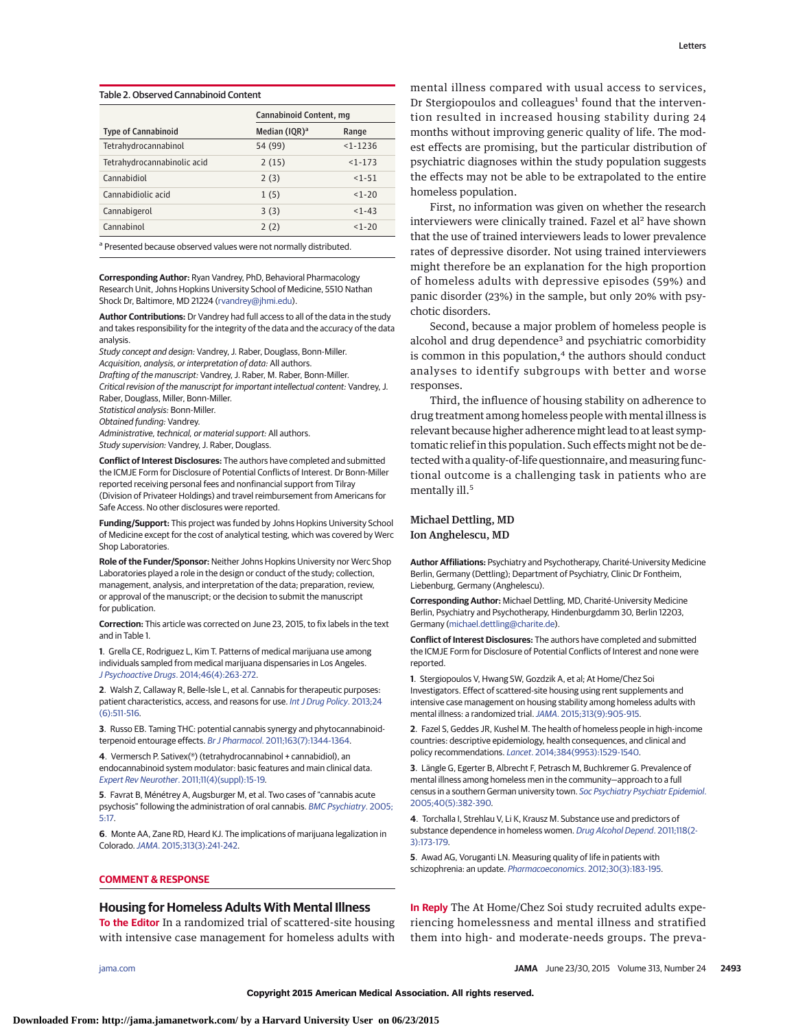Table 2. Observed Cannabinoid Content

| Type of Cannabinoid | Cannabinoid Content, mg | |
|---|---|---|
| | Median (IQR)[a] | Range |
| Tetrahydrocannabinol | 54 (99) | <1-1236 |
| Tetrahydrocannabinolic acid | 2 (15) | <1-173 |
| Cannabidiol | 2 (3) | <1-51 |
| Cannabidiolic acid | 1 (5) | <1-20 |
| Cannabigerol | 3 (3) | <1-43 |
| Cannabinol | 2 (2) | <1-20 |

[a] Presented because observed values were not normally distributed.

**Corresponding Author:** Ryan Vandrey, PhD, Behavioral Pharmacology Research Unit, Johns Hopkins University School of Medicine, 5510 Nathan Shock Dr, Baltimore, MD 21224 (rvandrey@jhmi.edu).

**Author Contributions:** Dr Vandrey had full access to all of the data in the study and takes responsibility for the integrity of the data and the accuracy of the data analysis.

*Study concept and design:* Vandrey, J. Raber, Douglass, Bonn-Miller.
*Acquisition, analysis, or interpretation of data:* All authors.
*Drafting of the manuscript:* Vandrey, J. Raber, M. Raber, Bonn-Miller.
*Critical revision of the manuscript for important intellectual content:* Vandrey, J. Raber, Douglass, Miller, Bonn-Miller.
*Statistical analysis:* Bonn-Miller.
*Obtained funding:* Vandrey.
*Administrative, technical, or material support:* All authors.
*Study supervision:* Vandrey, J. Raber, Douglass.

**Conflict of Interest Disclosures:** The authors have completed and submitted the ICMJE Form for Disclosure of Potential Conflicts of Interest. Dr Bonn-Miller reported receiving personal fees and nonfinancial support from Tilray (Division of Privateer Holdings) and travel reimbursement from Americans for Safe Access. No other disclosures were reported.

**Funding/Support:** This project was funded by Johns Hopkins University School of Medicine except for the cost of analytical testing, which was covered by Werc Shop Laboratories.

**Role of the Funder/Sponsor:** Neither Johns Hopkins University nor Werc Shop Laboratories played a role in the design or conduct of the study; collection, management, analysis, and interpretation of the data; preparation, review, or approval of the manuscript; or the decision to submit the manuscript for publication.

**Correction:** This article was corrected on June 23, 2015, to fix labels in the text and in Table 1.

1. Grella CE, Rodriguez L, Kim T. Patterns of medical marijuana use among individuals sampled from medical marijuana dispensaries in Los Angeles. *J Psychoactive Drugs*. 2014;46(4):263-272.

2. Walsh Z, Callaway R, Belle-Isle L, et al. Cannabis for therapeutic purposes: patient characteristics, access, and reasons for use. *Int J Drug Policy*. 2013;24(6):511-516.

3. Russo EB. Taming THC: potential cannabis synergy and phytocannabinoid-terpenoid entourage effects. *Br J Pharmacol*. 2011;163(7):1344-1364.

4. Vermersch P. Sativex(®) (tetrahydrocannabinol + cannabidiol), an endocannabinoid system modulator: basic features and main clinical data. *Expert Rev Neurother*. 2011;11(4)(suppl):15-19.

5. Favrat B, Ménétrey A, Augsburger M, et al. Two cases of "cannabis acute psychosis" following the administration of oral cannabis. *BMC Psychiatry*. 2005;5:17.

6. Monte AA, Zane RD, Heard KJ. The implications of marijuana legalization in Colorado. *JAMA*. 2015;313(3):241-242.

## COMMENT & RESPONSE

### Housing for Homeless Adults With Mental Illness

**To the Editor** In a randomized trial of scattered-site housing with intensive case management for homeless adults with mental illness compared with usual access to services, Dr Stergiopoulos and colleagues[1] found that the intervention resulted in increased housing stability during 24 months without improving generic quality of life. The modest effects are promising, but the particular distribution of psychiatric diagnoses within the study population suggests the effects may not be able to be extrapolated to the entire homeless population.

First, no information was given on whether the research interviewers were clinically trained. Fazel et al[2] have shown that the use of trained interviewers leads to lower prevalence rates of depressive disorder. Not using trained interviewers might therefore be an explanation for the high proportion of homeless adults with depressive episodes (59%) and panic disorder (23%) in the sample, but only 20% with psychotic disorders.

Second, because a major problem of homeless people is alcohol and drug dependence[3] and psychiatric comorbidity is common in this population,[4] the authors should conduct analyses to identify subgroups with better and worse responses.

Third, the influence of housing stability on adherence to drug treatment among homeless people with mental illness is relevant because higher adherence might lead to at least symptomatic relief in this population. Such effects might not be detected with a quality-of-life questionnaire, and measuring functional outcome is a challenging task in patients who are mentally ill.[5]

Michael Dettling, MD
Ion Anghelescu, MD

**Author Affiliations:** Psychiatry and Psychotherapy, Charité-University Medicine Berlin, Germany (Dettling); Department of Psychiatry, Clinic Dr Fontheim, Liebenburg, Germany (Anghelescu).

**Corresponding Author:** Michael Dettling, MD, Charité-University Medicine Berlin, Psychiatry and Psychotherapy, Hindenburgdamm 30, Berlin 12203, Germany (michael.dettling@charite.de).

**Conflict of Interest Disclosures:** The authors have completed and submitted the ICMJE Form for Disclosure of Potential Conflicts of Interest and none were reported.

1. Stergiopoulos V, Hwang SW, Gozdzik A, et al; At Home/Chez Soi Investigators. Effect of scattered-site housing using rent supplements and intensive case management on housing stability among homeless adults with mental illness: a randomized trial. *JAMA*. 2015;313(9):905-915.

2. Fazel S, Geddes JR, Kushel M. The health of homeless people in high-income countries: descriptive epidemiology, health consequences, and clinical and policy recommendations. *Lancet*. 2014;384(9953):1529-1540.

3. Längle G, Egerter B, Albrecht F, Petrasch M, Buchkremer G. Prevalence of mental illness among homeless men in the community—approach to a full census in a southern German university town. *Soc Psychiatry Psychiatr Epidemiol*. 2005;40(5):382-390.

4. Torchalla I, Strehlau V, Li K, Krausz M. Substance use and predictors of substance dependence in homeless women. *Drug Alcohol Depend*. 2011;118(2-3):173-179.

5. Awad AG, Voruganti LN. Measuring quality of life in patients with schizophrenia: an update. *Pharmacoeconomics*. 2012;30(3):183-195.

**In Reply** The At Home/Chez Soi study recruited adults experiencing homelessness and mental illness and stratified them into high- and moderate-needs groups. The preva-